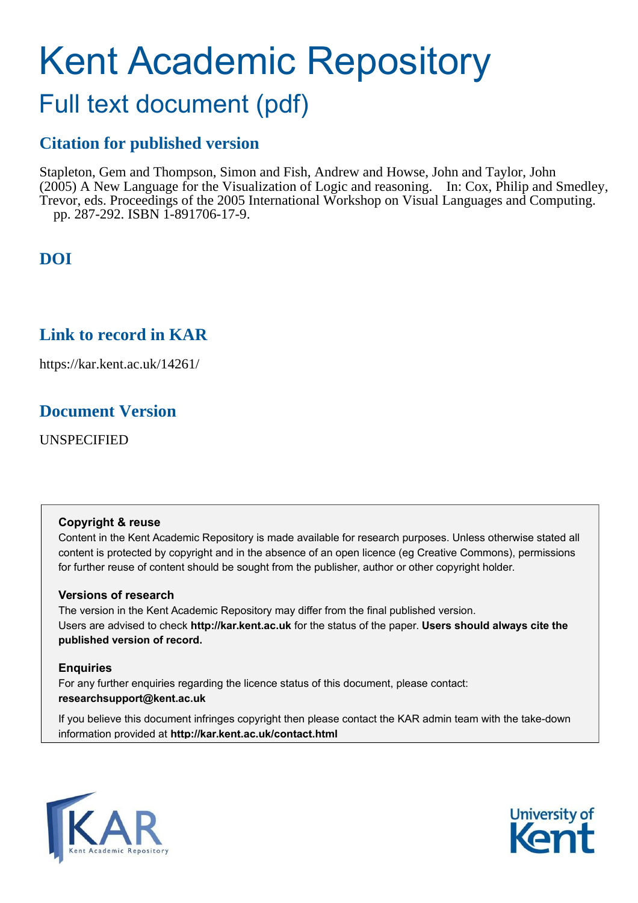# Kent Academic Repository

## Full text document (pdf)

### Citation for published version

Stapleton, Gem and Thompson, Simon and Fish, Andrew and Howse, John and Taylor, John (2005) A New Language for the Visualization of Logic and reasoning. In: Cox, Philip and Smedley, Trevor, eds. Proceedings of the 2005 International Workshop on Visual Languages and Computing. pp. 287-292. ISBN 1-891706-17-9.

### DOI

### Link to record in KAR

https://kar.kent.ac.uk/14261/

### Document Version

UNSPECIFIED

**Copyright & reuse**

Content in the Kent Academic Repository is made available for research purposes. Unless otherwise stated all content is protected by copyright and in the absence of an open licence (eg Creative Commons), permissions for further reuse of content should be sought from the publisher, author or other copyright holder.

**Versions of research**

The version in the Kent Academic Repository may differ from the final published version. Users are advised to check **http://kar.kent.ac.uk** for the status of the paper. **Users should always cite the published version of record.**

**Enquiries**

For any further enquiries regarding the licence status of this document, please contact: **researchsupport@kent.ac.uk**

If you believe this document infringes copyright then please contact the KAR admin team with the take-down information provided at **http://kar.kent.ac.uk/contact.html**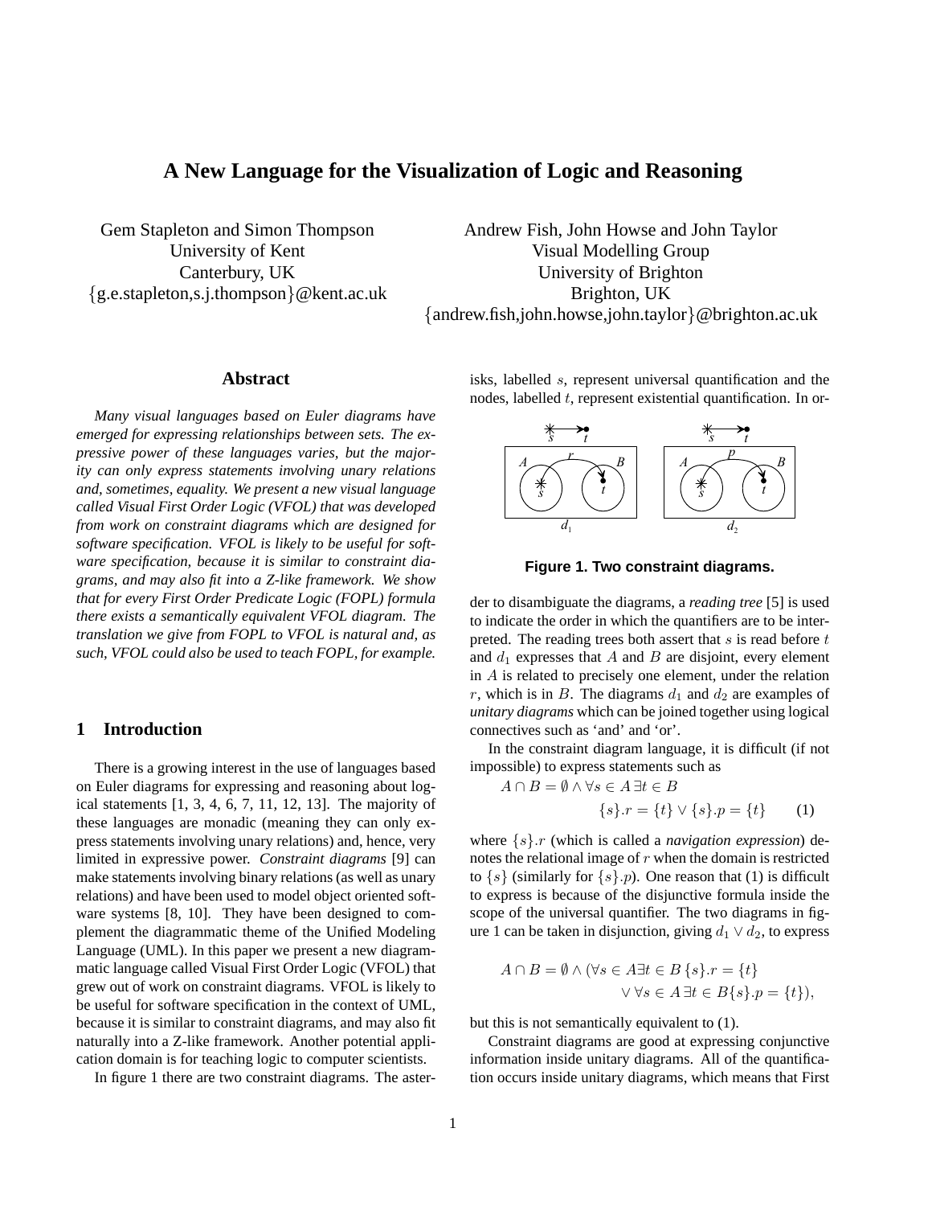# A New Language for the Visualization of Logic and Reasoning

Gem Stapleton and Simon Thompson
University of Kent
Canterbury, UK
{g.e.stapleton,s.j.thompson}@kent.ac.uk

Andrew Fish, John Howse and John Taylor
Visual Modelling Group
University of Brighton
Brighton, UK
{andrew.fish,john.howse,john.taylor}@brighton.ac.uk

## Abstract

*Many visual languages based on Euler diagrams have emerged for expressing relationships between sets. The expressive power of these languages varies, but the majority can only express statements involving unary relations and, sometimes, equality. We present a new visual language called Visual First Order Logic (VFOL) that was developed from work on constraint diagrams which are designed for software specification. VFOL is likely to be useful for software specification, because it is similar to constraint diagrams, and may also fit into a Z-like framework. We show that for every First Order Predicate Logic (FOPL) formula there exists a semantically equivalent VFOL diagram. The translation we give from FOPL to VFOL is natural and, as such, VFOL could also be used to teach FOPL, for example.*

## 1 Introduction

There is a growing interest in the use of languages based on Euler diagrams for expressing and reasoning about logical statements [1, 3, 4, 6, 7, 11, 12, 13]. The majority of these languages are monadic (meaning they can only express statements involving unary relations) and, hence, very limited in expressive power. *Constraint diagrams* [9] can make statements involving binary relations (as well as unary relations) and have been used to model object oriented software systems [8, 10]. They have been designed to complement the diagrammatic theme of the Unified Modeling Language (UML). In this paper we present a new diagrammatic language called Visual First Order Logic (VFOL) that grew out of work on constraint diagrams. VFOL is likely to be useful for software specification in the context of UML, because it is similar to constraint diagrams, and may also fit naturally into a Z-like framework. Another potential application domain is for teaching logic to computer scientists.

In figure 1 there are two constraint diagrams. The asterisks, labelled $s$, represent universal quantification and the nodes, labelled $t$, represent existential quantification. In order to disambiguate the diagrams, a *reading tree* [5] is used to indicate the order in which the quantifiers are to be interpreted. The reading trees both assert that $s$ is read before $t$ and $d_1$ expresses that $A$ and $B$ are disjoint, every element in $A$ is related to precisely one element, under the relation $r$, which is in $B$. The diagrams $d_1$ and $d_2$ are examples of *unitary diagrams* which can be joined together using logical connectives such as 'and' and 'or'.

**Figure 1. Two constraint diagrams.**

In the constraint diagram language, it is difficult (if not impossible) to express statements such as

$$A \cap B = \emptyset \wedge \forall s \in A \, \exists t \in B \; \{s\}.r = \{t\} \vee \{s\}.p = \{t\} \qquad (1)$$

where $\{s\}.r$ (which is called a *navigation expression*) denotes the relational image of $r$ when the domain is restricted to $\{s\}$ (similarly for $\{s\}.p$). One reason that (1) is difficult to express is because of the disjunctive formula inside the scope of the universal quantifier. The two diagrams in figure 1 can be taken in disjunction, giving $d_1 \vee d_2$, to express

$$A \cap B = \emptyset \wedge (\forall s \in A \exists t \in B \, \{s\}.r = \{t\} \vee \forall s \in A \, \exists t \in B \{s\}.p = \{t\}),$$

but this is not semantically equivalent to (1).

Constraint diagrams are good at expressing conjunctive information inside unitary diagrams. All of the quantification occurs inside unitary diagrams, which means that First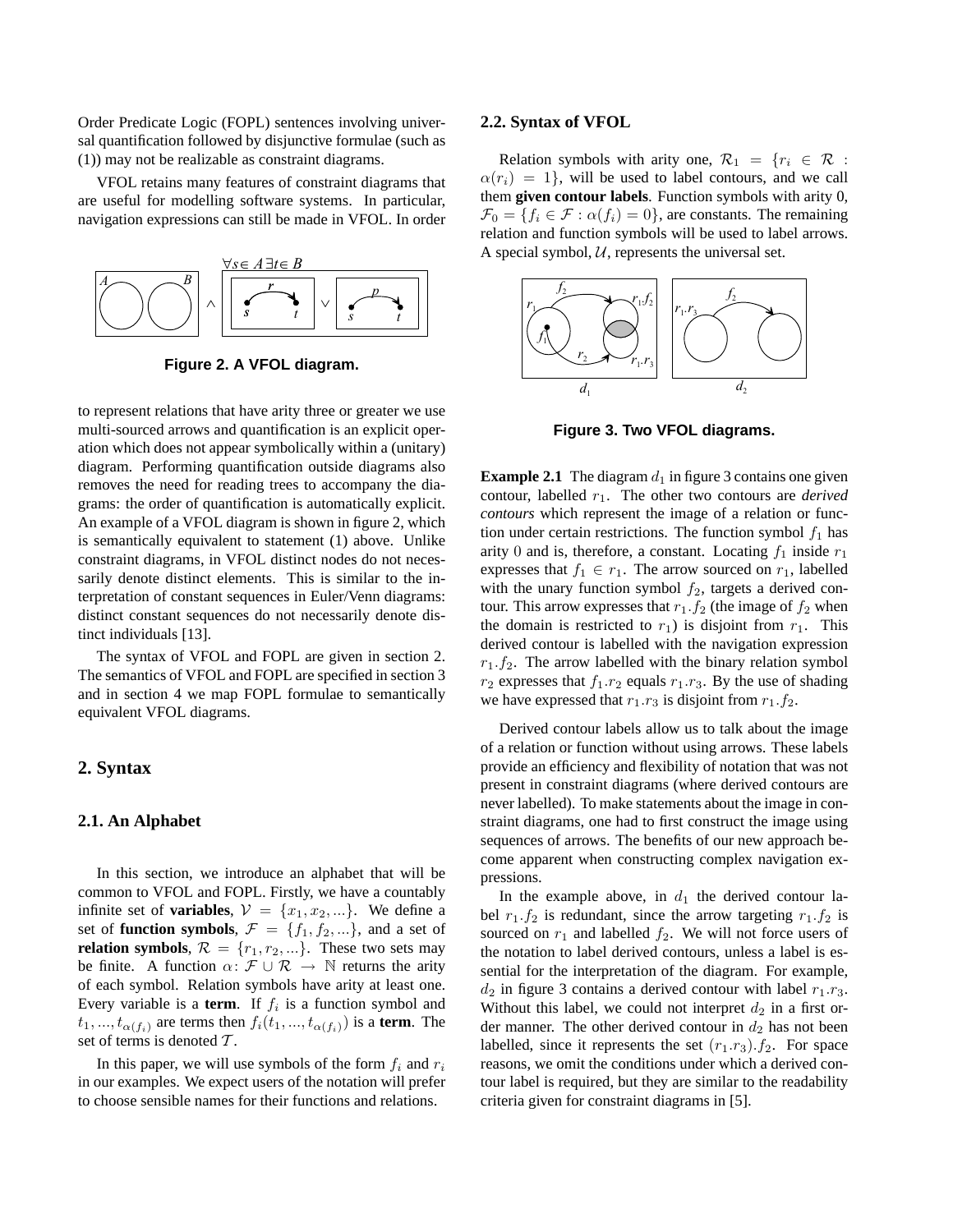Order Predicate Logic (FOPL) sentences involving universal quantification followed by disjunctive formulae (such as (1)) may not be realizable as constraint diagrams.

VFOL retains many features of constraint diagrams that are useful for modelling software systems. In particular, navigation expressions can still be made in VFOL. In order

**Figure 2. A VFOL diagram.**

to represent relations that have arity three or greater we use multi-sourced arrows and quantification is an explicit operation which does not appear symbolically within a (unitary) diagram. Performing quantification outside diagrams also removes the need for reading trees to accompany the diagrams: the order of quantification is automatically explicit. An example of a VFOL diagram is shown in figure 2, which is semantically equivalent to statement (1) above. Unlike constraint diagrams, in VFOL distinct nodes do not necessarily denote distinct elements. This is similar to the interpretation of constant sequences in Euler/Venn diagrams: distinct constant sequences do not necessarily denote distinct individuals [13].

The syntax of VFOL and FOPL are given in section 2. The semantics of VFOL and FOPL are specified in section 3 and in section 4 we map FOPL formulae to semantically equivalent VFOL diagrams.

## 2. Syntax

### 2.1. An Alphabet

In this section, we introduce an alphabet that will be common to VFOL and FOPL. Firstly, we have a countably infinite set of **variables**, $\mathcal{V} = \{x_1, x_2, ...\}$. We define a set of **function symbols**, $\mathcal{F} = \{f_1, f_2, ...\}$, and a set of **relation symbols**, $\mathcal{R} = \{r_1, r_2, ...\}$. These two sets may be finite. A function $\alpha \colon \mathcal{F} \cup \mathcal{R} \rightarrow \mathbb{N}$ returns the arity of each symbol. Relation symbols have arity at least one. Every variable is a **term**. If $f_i$ is a function symbol and $t_1, ..., t_{\alpha(f_i)}$ are terms then $f_i(t_1, ..., t_{\alpha(f_i)})$ is a **term**. The set of terms is denoted $\mathcal{T}$.

In this paper, we will use symbols of the form $f_i$ and $r_i$ in our examples. We expect users of the notation will prefer to choose sensible names for their functions and relations.

### 2.2. Syntax of VFOL

Relation symbols with arity one, $\mathcal{R}_1 = \{r_i \in \mathcal{R} : \alpha(r_i) = 1\}$, will be used to label contours, and we call them **given contour labels**. Function symbols with arity 0, $\mathcal{F}_0 = \{f_i \in \mathcal{F} : \alpha(f_i) = 0\}$, are constants. The remaining relation and function symbols will be used to label arrows. A special symbol, $\mathcal{U}$, represents the universal set.

**Figure 3. Two VFOL diagrams.**

**Example 2.1** The diagram $d_1$ in figure 3 contains one given contour, labelled $r_1$. The other two contours are *derived contours* which represent the image of a relation or function under certain restrictions. The function symbol $f_1$ has arity 0 and is, therefore, a constant. Locating $f_1$ inside $r_1$ expresses that $f_1 \in r_1$. The arrow sourced on $r_1$, labelled with the unary function symbol $f_2$, targets a derived contour. This arrow expresses that $r_1.f_2$ (the image of $f_2$ when the domain is restricted to $r_1$) is disjoint from $r_1$. This derived contour is labelled with the navigation expression $r_1.f_2$. The arrow labelled with the binary relation symbol $r_2$ expresses that $f_1.r_2$ equals $r_1.r_3$. By the use of shading we have expressed that $r_1.r_3$ is disjoint from $r_1.f_2$.

Derived contour labels allow us to talk about the image of a relation or function without using arrows. These labels provide an efficiency and flexibility of notation that was not present in constraint diagrams (where derived contours are never labelled). To make statements about the image in constraint diagrams, one had to first construct the image using sequences of arrows. The benefits of our new approach become apparent when constructing complex navigation expressions.

In the example above, in $d_1$ the derived contour label $r_1.f_2$ is redundant, since the arrow targeting $r_1.f_2$ is sourced on $r_1$ and labelled $f_2$. We will not force users of the notation to label derived contours, unless a label is essential for the interpretation of the diagram. For example, $d_2$ in figure 3 contains a derived contour with label $r_1.r_3$. Without this label, we could not interpret $d_2$ in a first order manner. The other derived contour in $d_2$ has not been labelled, since it represents the set $(r_1.r_3).f_2$. For space reasons, we omit the conditions under which a derived contour label is required, but they are similar to the readability criteria given for constraint diagrams in [5].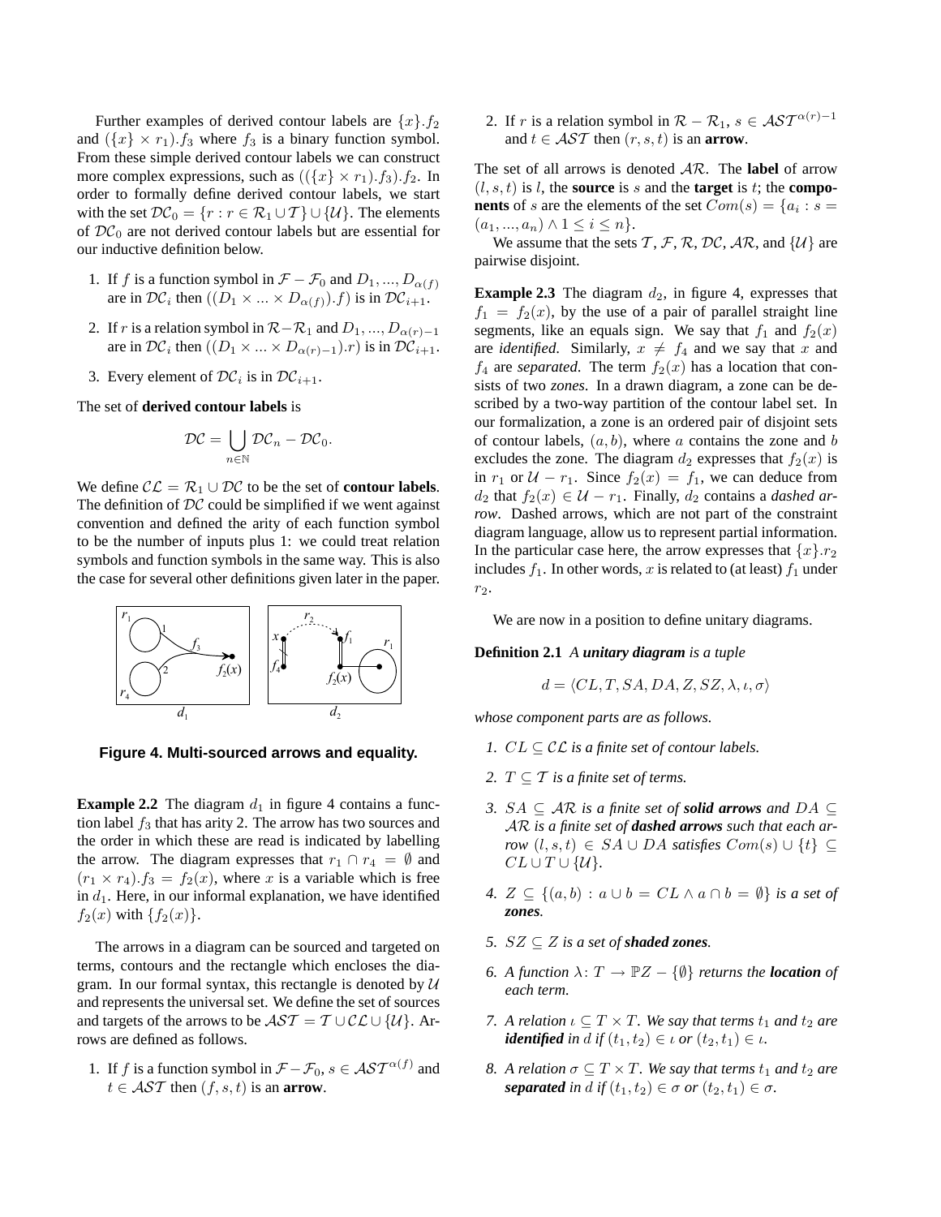Further examples of derived contour labels are $\{x\}.f_2$ and $(\{x\} \times r_1).f_3$ where $f_3$ is a binary function symbol. From these simple derived contour labels we can construct more complex expressions, such as $((\{x\} \times r_1).f_3).f_2$. In order to formally define derived contour labels, we start with the set $\mathcal{DC}_0 = \{r : r \in \mathcal{R}_1 \cup \mathcal{T}\} \cup \{\mathcal{U}\}$. The elements of $\mathcal{DC}_0$ are not derived contour labels but are essential for our inductive definition below.

1. If $f$ is a function symbol in $\mathcal{F} - \mathcal{F}_0$ and $D_1, ..., D_{\alpha(f)}$ are in $\mathcal{DC}_i$ then $((D_1 \times ... \times D_{\alpha(f)}).f)$ is in $\mathcal{DC}_{i+1}$.
2. If $r$ is a relation symbol in $\mathcal{R} - \mathcal{R}_1$ and $D_1, ..., D_{\alpha(r)-1}$ are in $\mathcal{DC}_i$ then $((D_1 \times ... \times D_{\alpha(r)-1}).r)$ is in $\mathcal{DC}_{i+1}$.
3. Every element of $\mathcal{DC}_i$ is in $\mathcal{DC}_{i+1}$.

The set of **derived contour labels** is

$$\mathcal{DC} = \bigcup_{n \in \mathbb{N}} \mathcal{DC}_n - \mathcal{DC}_0.$$

We define $\mathcal{CL} = \mathcal{R}_1 \cup \mathcal{DC}$ to be the set of **contour labels**. The definition of $\mathcal{DC}$ could be simplified if we went against convention and defined the arity of each function symbol to be the number of inputs plus 1: we could treat relation symbols and function symbols in the same way. This is also the case for several other definitions given later in the paper.

**Figure 4. Multi-sourced arrows and equality.**

**Example 2.2** The diagram $d_1$ in figure 4 contains a function label $f_3$ that has arity 2. The arrow has two sources and the order in which these are read is indicated by labelling the arrow. The diagram expresses that $r_1 \cap r_4 = \emptyset$ and $(r_1 \times r_4).f_3 = f_2(x)$, where $x$ is a variable which is free in $d_1$. Here, in our informal explanation, we have identified $f_2(x)$ with $\{f_2(x)\}$.

The arrows in a diagram can be sourced and targeted on terms, contours and the rectangle which encloses the diagram. In our formal syntax, this rectangle is denoted by $\mathcal{U}$ and represents the universal set. We define the set of sources and targets of the arrows to be $\mathcal{AST} = \mathcal{T} \cup \mathcal{CL} \cup \{\mathcal{U}\}$. Arrows are defined as follows.

1. If $f$ is a function symbol in $\mathcal{F} - \mathcal{F}_0$, $s \in \mathcal{AST}^{\alpha(f)}$ and $t \in \mathcal{AST}$ then $(f, s, t)$ is an **arrow**.
2. If $r$ is a relation symbol in $\mathcal{R} - \mathcal{R}_1$, $s \in \mathcal{AST}^{\alpha(r)-1}$ and $t \in \mathcal{AST}$ then $(r, s, t)$ is an **arrow**.

The set of all arrows is denoted $\mathcal{AR}$. The **label** of arrow $(l, s, t)$ is $l$, the **source** is $s$ and the **target** is $t$; the **components** of $s$ are the elements of the set $Com(s) = \{a_i : s = (a_1, ..., a_n) \wedge 1 \leq i \leq n\}$.

We assume that the sets $\mathcal{T}$, $\mathcal{F}$, $\mathcal{R}$, $\mathcal{DC}$, $\mathcal{AR}$, and $\{\mathcal{U}\}$ are pairwise disjoint.

**Example 2.3** The diagram $d_2$, in figure 4, expresses that $f_1 = f_2(x)$, by the use of a pair of parallel straight line segments, like an equals sign. We say that $f_1$ and $f_2(x)$ are *identified*. Similarly, $x \neq f_4$ and we say that $x$ and $f_4$ are *separated*. The term $f_2(x)$ has a location that consists of two *zones*. In a drawn diagram, a zone can be described by a two-way partition of the contour label set. In our formalization, a zone is an ordered pair of disjoint sets of contour labels, $(a, b)$, where $a$ contains the zone and $b$ excludes the zone. The diagram $d_2$ expresses that $f_2(x)$ is in $r_1$ or $\mathcal{U} - r_1$. Since $f_2(x) = f_1$, we can deduce from $d_2$ that $f_2(x) \in \mathcal{U} - r_1$. Finally, $d_2$ contains a *dashed arrow*. Dashed arrows, which are not part of the constraint diagram language, allow us to represent partial information. In the particular case here, the arrow expresses that $\{x\}.r_2$ includes $f_1$. In other words, $x$ is related to (at least) $f_1$ under $r_2$.

We are now in a position to define unitary diagrams.

**Definition 2.1** *A **unitary diagram** is a tuple*

$$d = \langle CL, T, SA, DA, Z, SZ, \lambda, \iota, \sigma \rangle$$

*whose component parts are as follows.*

1. *$CL \subseteq \mathcal{CL}$ is a finite set of contour labels.*
2. *$T \subseteq \mathcal{T}$ is a finite set of terms.*
3. *$SA \subseteq \mathcal{AR}$ is a finite set of **solid arrows** and $DA \subseteq \mathcal{AR}$ is a finite set of **dashed arrows** such that each arrow $(l, s, t) \in SA \cup DA$ satisfies $Com(s) \cup \{t\} \subseteq CL \cup T \cup \{\mathcal{U}\}$.*
4. *$Z \subseteq \{(a, b) : a \cup b = CL \wedge a \cap b = \emptyset\}$ is a set of **zones**.*
5. *$SZ \subseteq Z$ is a set of **shaded zones**.*
6. *A function $\lambda \colon T \to \mathbb{P}Z - \{\emptyset\}$ returns the **location** of each term.*
7. *A relation $\iota \subseteq T \times T$. We say that terms $t_1$ and $t_2$ are **identified** in $d$ if $(t_1, t_2) \in \iota$ or $(t_2, t_1) \in \iota$.*
8. *A relation $\sigma \subseteq T \times T$. We say that terms $t_1$ and $t_2$ are **separated** in $d$ if $(t_1, t_2) \in \sigma$ or $(t_2, t_1) \in \sigma$.*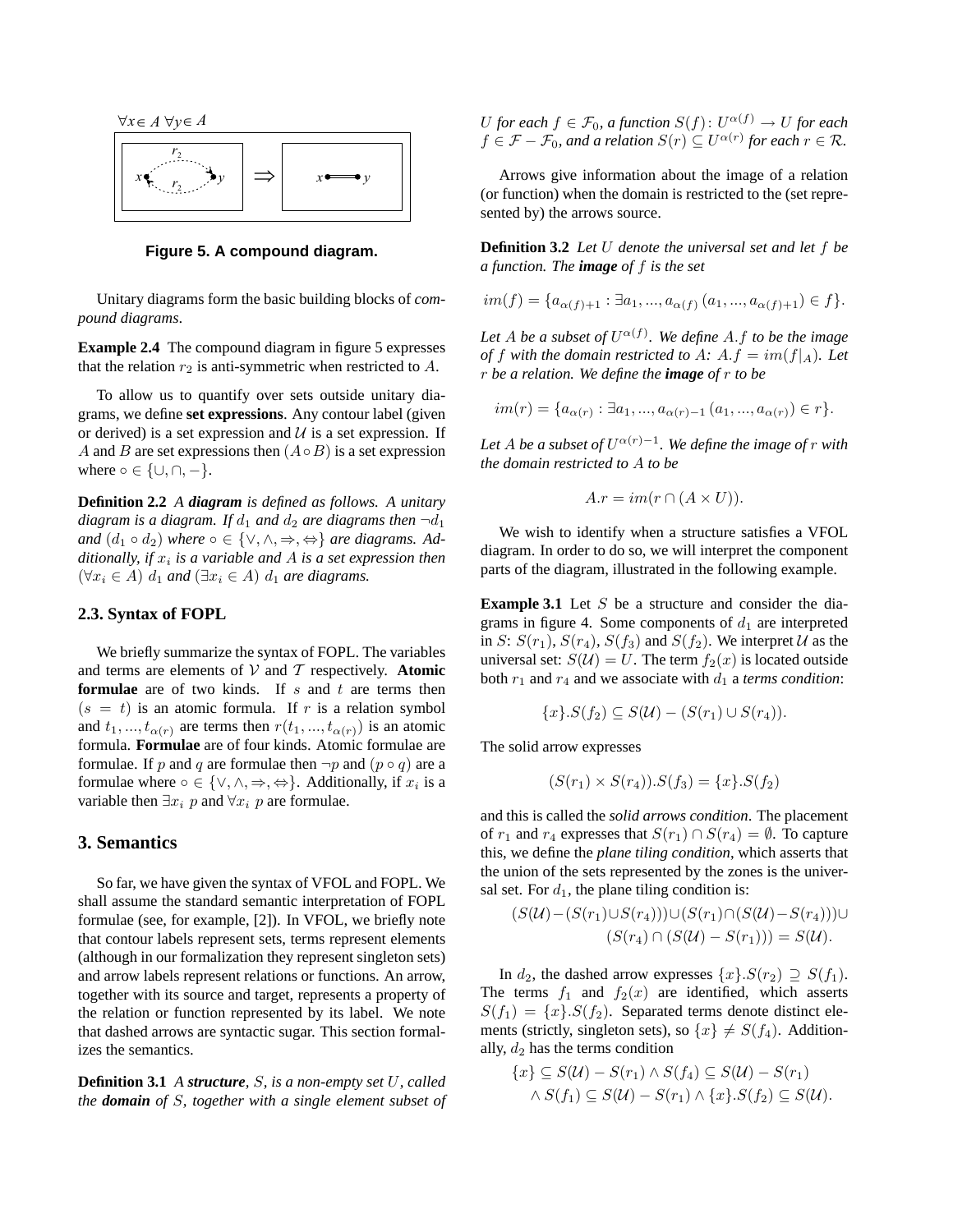Figure 5. A compound diagram.

Unitary diagrams form the basic building blocks of *compound diagrams*.

**Example 2.4** The compound diagram in figure 5 expresses that the relation $r_2$ is anti-symmetric when restricted to $A$.

To allow us to quantify over sets outside unitary diagrams, we define **set expressions**. Any contour label (given or derived) is a set expression and $\mathcal{U}$ is a set expression. If $A$ and $B$ are set expressions then $(A \circ B)$ is a set expression where $\circ \in \{\cup, \cap, -\}$.

**Definition 2.2** *A **diagram** is defined as follows. A unitary diagram is a diagram. If $d_1$ and $d_2$ are diagrams then $\neg d_1$ and $(d_1 \circ d_2)$ where $\circ \in \{\vee, \wedge, \Rightarrow, \Leftrightarrow\}$ are diagrams. Additionally, if $x_i$ is a variable and $A$ is a set expression then $(\forall x_i \in A)\ d_1$ and $(\exists x_i \in A)\ d_1$ are diagrams.*

### 2.3. Syntax of FOPL

We briefly summarize the syntax of FOPL. The variables and terms are elements of $\mathcal{V}$ and $\mathcal{T}$ respectively. **Atomic formulae** are of two kinds. If $s$ and $t$ are terms then $(s = t)$ is an atomic formula. If $r$ is a relation symbol and $t_1, ..., t_{\alpha(r)}$ are terms then $r(t_1, ..., t_{\alpha(r)})$ is an atomic formula. **Formulae** are of four kinds. Atomic formulae are formulae. If $p$ and $q$ are formulae then $\neg p$ and $(p \circ q)$ are a formulae where $\circ \in \{\vee, \wedge, \Rightarrow, \Leftrightarrow\}$. Additionally, if $x_i$ is a variable then $\exists x_i\ p$ and $\forall x_i\ p$ are formulae.

## 3. Semantics

So far, we have given the syntax of VFOL and FOPL. We shall assume the standard semantic interpretation of FOPL formulae (see, for example, [2]). In VFOL, we briefly note that contour labels represent sets, terms represent elements (although in our formalization they represent singleton sets) and arrow labels represent relations or functions. An arrow, together with its source and target, represents a property of the relation or function represented by its label. We note that dashed arrows are syntactic sugar. This section formalizes the semantics.

**Definition 3.1** *A **structure**, $S$, is a non-empty set $U$, called the **domain** of $S$, together with a single element subset of $U$ for each $f \in \mathcal{F}_0$, a function $S(f): U^{\alpha(f)} \rightarrow U$ for each $f \in \mathcal{F} - \mathcal{F}_0$, and a relation $S(r) \subseteq U^{\alpha(r)}$ for each $r \in \mathcal{R}$.*

Arrows give information about the image of a relation (or function) when the domain is restricted to the (set represented by) the arrows source.

**Definition 3.2** *Let $U$ denote the universal set and let $f$ be a function. The **image** of $f$ is the set*

$$im(f) = \{a_{\alpha(f)+1} : \exists a_1, ..., a_{\alpha(f)}\ (a_1, ..., a_{\alpha(f)+1}) \in f\}.$$

*Let $A$ be a subset of $U^{\alpha(f)}$. We define $A.f$ to be the image of $f$ with the domain restricted to $A$: $A.f = im(f|_A)$. Let $r$ be a relation. We define the **image** of $r$ to be*

$$im(r) = \{a_{\alpha(r)} : \exists a_1, ..., a_{\alpha(r)-1}\ (a_1, ..., a_{\alpha(r)}) \in r\}.$$

*Let $A$ be a subset of $U^{\alpha(r)-1}$. We define the image of $r$ with the domain restricted to $A$ to be*

$$A.r = im(r \cap (A \times U)).$$

We wish to identify when a structure satisfies a VFOL diagram. In order to do so, we will interpret the component parts of the diagram, illustrated in the following example.

**Example 3.1** Let $S$ be a structure and consider the diagrams in figure 4. Some components of $d_1$ are interpreted in $S$: $S(r_1)$, $S(r_4)$, $S(f_3)$ and $S(f_2)$. We interpret $\mathcal{U}$ as the universal set: $S(\mathcal{U}) = U$. The term $f_2(x)$ is located outside both $r_1$ and $r_4$ and we associate with $d_1$ a *terms condition*:

$$\{x\}.S(f_2) \subseteq S(\mathcal{U}) - (S(r_1) \cup S(r_4)).$$

The solid arrow expresses

$$(S(r_1) \times S(r_4)).S(f_3) = \{x\}.S(f_2)$$

and this is called the *solid arrows condition*. The placement of $r_1$ and $r_4$ expresses that $S(r_1) \cap S(r_4) = \emptyset$. To capture this, we define the *plane tiling condition*, which asserts that the union of the sets represented by the zones is the universal set. For $d_1$, the plane tiling condition is:

$$(S(\mathcal{U}) - (S(r_1) \cup S(r_4))) \cup (S(r_1) \cap (S(\mathcal{U}) - S(r_4))) \cup (S(r_4) \cap (S(\mathcal{U}) - S(r_1))) = S(\mathcal{U}).$$

In $d_2$, the dashed arrow expresses $\{x\}.S(r_2) \supseteq S(f_1)$. The terms $f_1$ and $f_2(x)$ are identified, which asserts $S(f_1) = \{x\}.S(f_2)$. Separated terms denote distinct elements (strictly, singleton sets), so $\{x\} \neq S(f_4)$. Additionally, $d_2$ has the terms condition

$$\{x\} \subseteq S(\mathcal{U}) - S(r_1) \wedge S(f_4) \subseteq S(\mathcal{U}) - S(r_1) \wedge S(f_1) \subseteq S(\mathcal{U}) - S(r_1) \wedge \{x\}.S(f_2) \subseteq S(\mathcal{U}).$$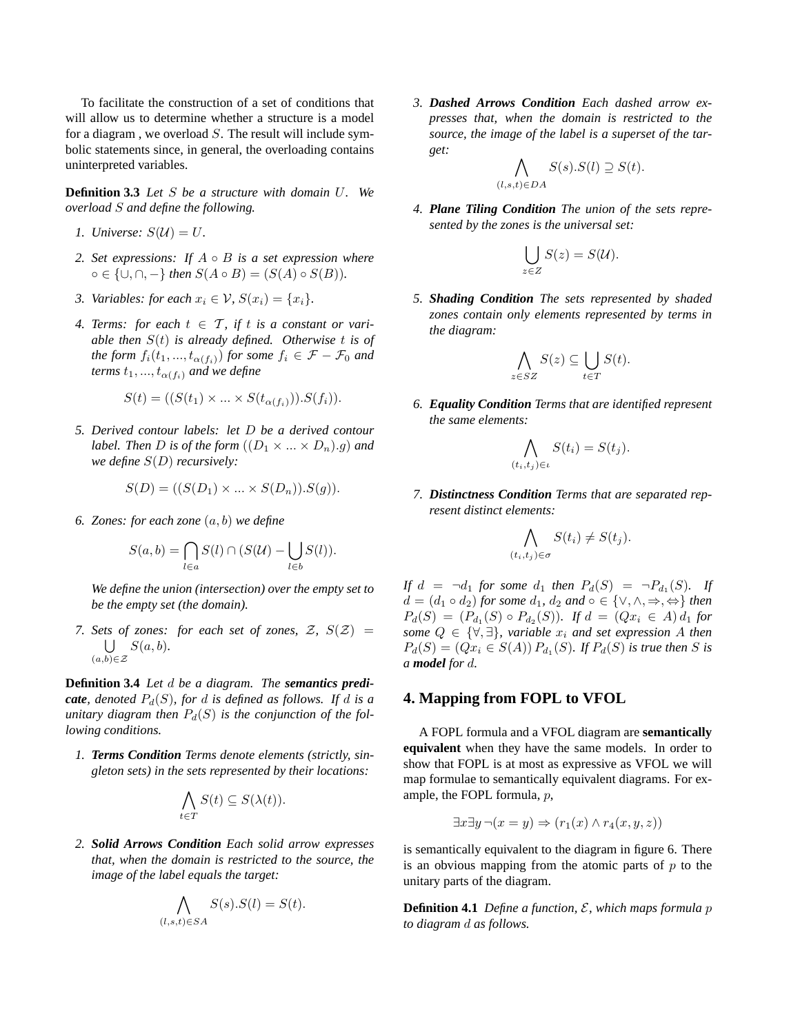To facilitate the construction of a set of conditions that will allow us to determine whether a structure is a model for a diagram , we overload $S$. The result will include symbolic statements since, in general, the overloading contains uninterpreted variables.

**Definition 3.3** *Let $S$ be a structure with domain $U$. We overload $S$ and define the following.*

1. *Universe: $S(\mathcal{U}) = U$.*
2. *Set expressions: If $A \circ B$ is a set expression where $\circ \in \{\cup, \cap, -\}$ then $S(A \circ B) = (S(A) \circ S(B))$.*
3. *Variables: for each $x_i \in \mathcal{V}$, $S(x_i) = \{x_i\}$.*
4. *Terms: for each $t \in \mathcal{T}$, if $t$ is a constant or variable then $S(t)$ is already defined. Otherwise $t$ is of the form $f_i(t_1, ..., t_{\alpha(f_i)})$ for some $f_i \in \mathcal{F} - \mathcal{F}_0$ and terms $t_1, ..., t_{\alpha(f_i)}$ and we define*

$$S(t) = ((S(t_1) \times ... \times S(t_{\alpha(f_i)})).S(f_i)).$$

5. *Derived contour labels: let $D$ be a derived contour label. Then $D$ is of the form $((D_1 \times ... \times D_n).g)$ and we define $S(D)$ recursively:*

$$S(D) = ((S(D_1) \times ... \times S(D_n)).S(g)).$$

6. *Zones: for each zone $(a, b)$ we define*

$$S(a, b) = \bigcap_{l \in a} S(l) \cap (S(\mathcal{U}) - \bigcup_{l \in b} S(l)).$$

*We define the union (intersection) over the empty set to be the empty set (the domain).*

7. *Sets of zones: for each set of zones, $\mathcal{Z}$, $S(\mathcal{Z}) = \bigcup_{(a,b) \in \mathcal{Z}} S(a, b)$.*

**Definition 3.4** *Let $d$ be a diagram. The **semantics predicate**, denoted $P_d(S)$, for $d$ is defined as follows. If $d$ is a unitary diagram then $P_d(S)$ is the conjunction of the following conditions.*

1. ***Terms Condition*** *Terms denote elements (strictly, singleton sets) in the sets represented by their locations:*

$$\bigwedge_{t \in T} S(t) \subseteq S(\lambda(t)).$$

2. ***Solid Arrows Condition*** *Each solid arrow expresses that, when the domain is restricted to the source, the image of the label equals the target:*

$$\bigwedge_{(l,s,t) \in SA} S(s).S(l) = S(t).$$

3. ***Dashed Arrows Condition*** *Each dashed arrow expresses that, when the domain is restricted to the source, the image of the label is a superset of the target:*

$$\bigwedge_{(l,s,t) \in DA} S(s).S(l) \supseteq S(t).$$

4. ***Plane Tiling Condition*** *The union of the sets represented by the zones is the universal set:*

$$\bigcup_{z \in Z} S(z) = S(\mathcal{U}).$$

5. ***Shading Condition*** *The sets represented by shaded zones contain only elements represented by terms in the diagram:*

$$\bigwedge_{z \in SZ} S(z) \subseteq \bigcup_{t \in T} S(t).$$

6. ***Equality Condition*** *Terms that are identified represent the same elements:*

$$\bigwedge_{(t_i,t_j) \in \iota} S(t_i) = S(t_j).$$

7. ***Distinctness Condition*** *Terms that are separated represent distinct elements:*

$$\bigwedge_{(t_i,t_j) \in \sigma} S(t_i) \neq S(t_j).$$

*If $d = \neg d_1$ for some $d_1$ then $P_d(S) = \neg P_{d_1}(S)$. If $d = (d_1 \circ d_2)$ for some $d_1$, $d_2$ and $\circ \in \{\vee, \wedge, \Rightarrow, \Leftrightarrow\}$ then $P_d(S) = (P_{d_1}(S) \circ P_{d_2}(S))$. If $d = (Qx_i \in A)\, d_1$ for some $Q \in \{\forall, \exists\}$, variable $x_i$ and set expression $A$ then $P_d(S) = (Qx_i \in S(A))\, P_{d_1}(S)$. If $P_d(S)$ is true then $S$ is a **model** for $d$.*

## 4. Mapping from FOPL to VFOL

A FOPL formula and a VFOL diagram are **semantically equivalent** when they have the same models. In order to show that FOPL is at most as expressive as VFOL we will map formulae to semantically equivalent diagrams. For example, the FOPL formula, $p$,

$$\exists x \exists y\, \neg(x = y) \Rightarrow (r_1(x) \wedge r_4(x, y, z))$$

is semantically equivalent to the diagram in figure 6. There is an obvious mapping from the atomic parts of $p$ to the unitary parts of the diagram.

**Definition 4.1** *Define a function, $\mathcal{E}$, which maps formula $p$ to diagram $d$ as follows.*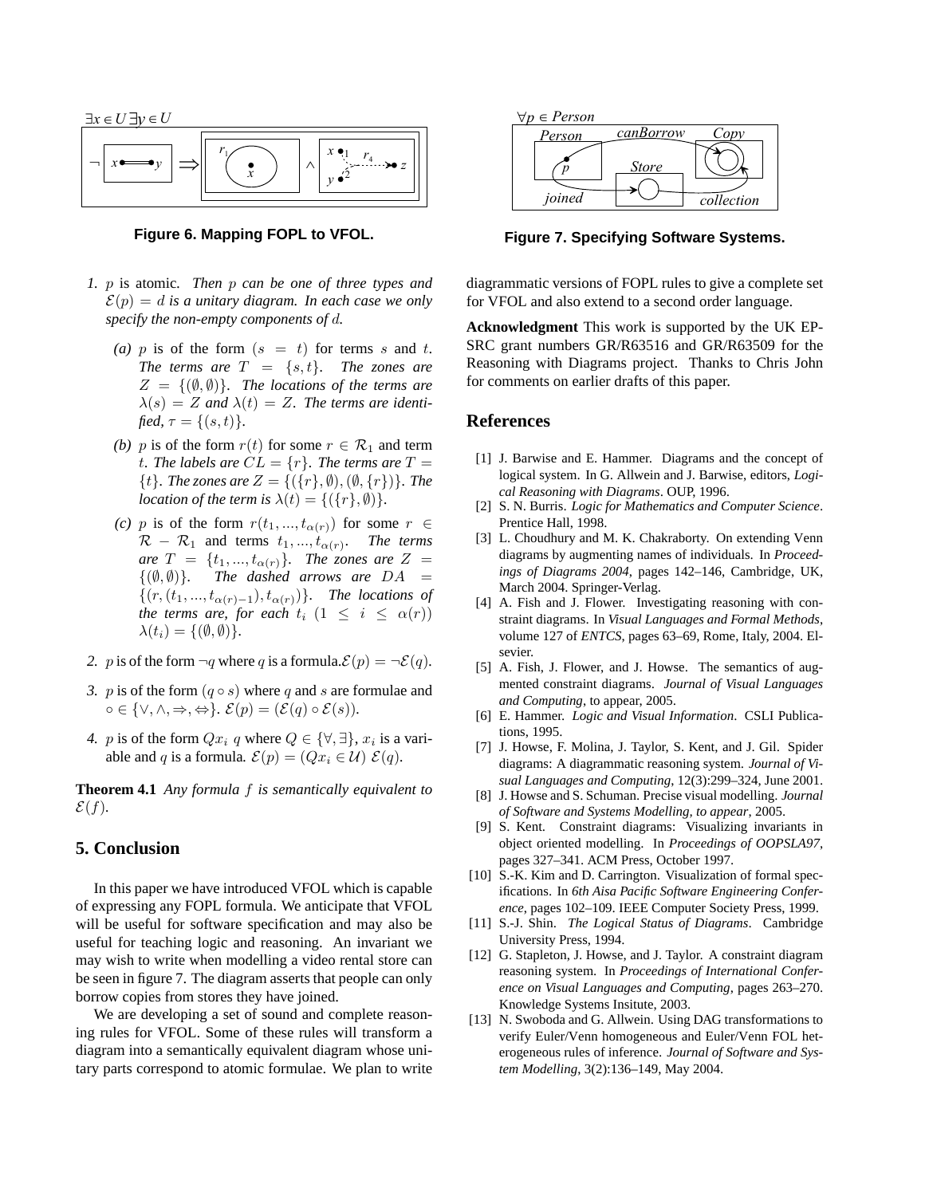$\exists x \in U \, \exists y \in U$

Figure 6. Mapping FOPL to VFOL.

$\forall p \in Person$

Figure 7. Specifying Software Systems.

1. $p$ is atomic. *Then $p$ can be one of three types and $\mathcal{E}(p) = d$ is a unitary diagram. In each case we only specify the non-empty components of $d$.*

   (a) $p$ is of the form $(s = t)$ for terms $s$ and $t$. *The terms are $T = \{s, t\}$. The zones are $Z = \{(\emptyset, \emptyset)\}$. The locations of the terms are $\lambda(s) = Z$ and $\lambda(t) = Z$. The terms are identified, $\tau = \{(s, t)\}$.*

   (b) $p$ is of the form $r(t)$ for some $r \in \mathcal{R}_1$ and term $t$. *The labels are $CL = \{r\}$. The terms are $T = \{t\}$. The zones are $Z = \{(\{r\}, \emptyset), (\emptyset, \{r\})\}$. The location of the term is $\lambda(t) = \{(\{r\}, \emptyset)\}$.*

   (c) $p$ is of the form $r(t_1, ..., t_{\alpha(r)})$ for some $r \in \mathcal{R} - \mathcal{R}_1$ and terms $t_1, ..., t_{\alpha(r)}$. *The terms are $T = \{t_1, ..., t_{\alpha(r)}\}$. The zones are $Z = \{(\emptyset, \emptyset)\}$. The dashed arrows are $DA = \{(r, (t_1, ..., t_{\alpha(r)-1}), t_{\alpha(r)})\}$. The locations of the terms are, for each $t_i$ $(1 \leq i \leq \alpha(r))$ $\lambda(t_i) = \{(\emptyset, \emptyset)\}$.*

2. $p$ is of the form $\neg q$ where $q$ is a formula.$\mathcal{E}(p) = \neg\mathcal{E}(q)$.

3. $p$ is of the form $(q \circ s)$ where $q$ and $s$ are formulae and $\circ \in \{\vee, \wedge, \Rightarrow, \Leftrightarrow\}$. $\mathcal{E}(p) = (\mathcal{E}(q) \circ \mathcal{E}(s))$.

4. $p$ is of the form $Qx_i \; q$ where $Q \in \{\forall, \exists\}$, $x_i$ is a variable and $q$ is a formula. $\mathcal{E}(p) = (Qx_i \in \mathcal{U}) \; \mathcal{E}(q)$.

**Theorem 4.1** *Any formula $f$ is semantically equivalent to $\mathcal{E}(f)$.*

## 5. Conclusion

In this paper we have introduced VFOL which is capable of expressing any FOPL formula. We anticipate that VFOL will be useful for software specification and may also be useful for teaching logic and reasoning. An invariant we may wish to write when modelling a video rental store can be seen in figure 7. The diagram asserts that people can only borrow copies from stores they have joined.

We are developing a set of sound and complete reasoning rules for VFOL. Some of these rules will transform a diagram into a semantically equivalent diagram whose unitary parts correspond to atomic formulae. We plan to write diagrammatic versions of FOPL rules to give a complete set for VFOL and also extend to a second order language.

**Acknowledgment** This work is supported by the UK EPSRC grant numbers GR/R63516 and GR/R63509 for the Reasoning with Diagrams project. Thanks to Chris John for comments on earlier drafts of this paper.

## References

[1] J. Barwise and E. Hammer. Diagrams and the concept of logical system. In G. Allwein and J. Barwise, editors, *Logical Reasoning with Diagrams*. OUP, 1996.

[2] S. N. Burris. *Logic for Mathematics and Computer Science*. Prentice Hall, 1998.

[3] J. Choudhury and M. K. Chakraborty. On extending Venn diagrams by augmenting names of individuals. In *Proceedings of Diagrams 2004*, pages 142–146, Cambridge, UK, March 2004. Springer-Verlag.

[4] A. Fish and J. Flower. Investigating reasoning with constraint diagrams. In *Visual Languages and Formal Methods*, volume 127 of *ENTCS*, pages 63–69, Rome, Italy, 2004. Elsevier.

[5] A. Fish, J. Flower, and J. Howse. The semantics of augmented constraint diagrams. *Journal of Visual Languages and Computing*, to appear, 2005.

[6] E. Hammer. *Logic and Visual Information*. CSLI Publications, 1995.

[7] J. Howse, F. Molina, J. Taylor, S. Kent, and J. Gil. Spider diagrams: A diagrammatic reasoning system. *Journal of Visual Languages and Computing*, 12(3):299–324, June 2001.

[8] J. Howse and S. Schuman. Precise visual modelling. *Journal of Software and Systems Modelling, to appear*, 2005.

[9] S. Kent. Constraint diagrams: Visualizing invariants in object oriented modelling. In *Proceedings of OOPSLA97*, pages 327–341. ACM Press, October 1997.

[10] S.-K. Kim and D. Carrington. Visualization of formal specifications. In *6th Aisa Pacific Software Engineering Conference*, pages 102–109. IEEE Computer Society Press, 1999.

[11] S.-J. Shin. *The Logical Status of Diagrams*. Cambridge University Press, 1994.

[12] G. Stapleton, J. Howse, and J. Taylor. A constraint diagram reasoning system. In *Proceedings of International Conference on Visual Languages and Computing*, pages 263–270. Knowledge Systems Insitute, 2003.

[13] N. Swoboda and G. Allwein. Using DAG transformations to verify Euler/Venn homogeneous and Euler/Venn FOL heterogeneous rules of inference. *Journal of Software and System Modelling*, 3(2):136–149, May 2004.